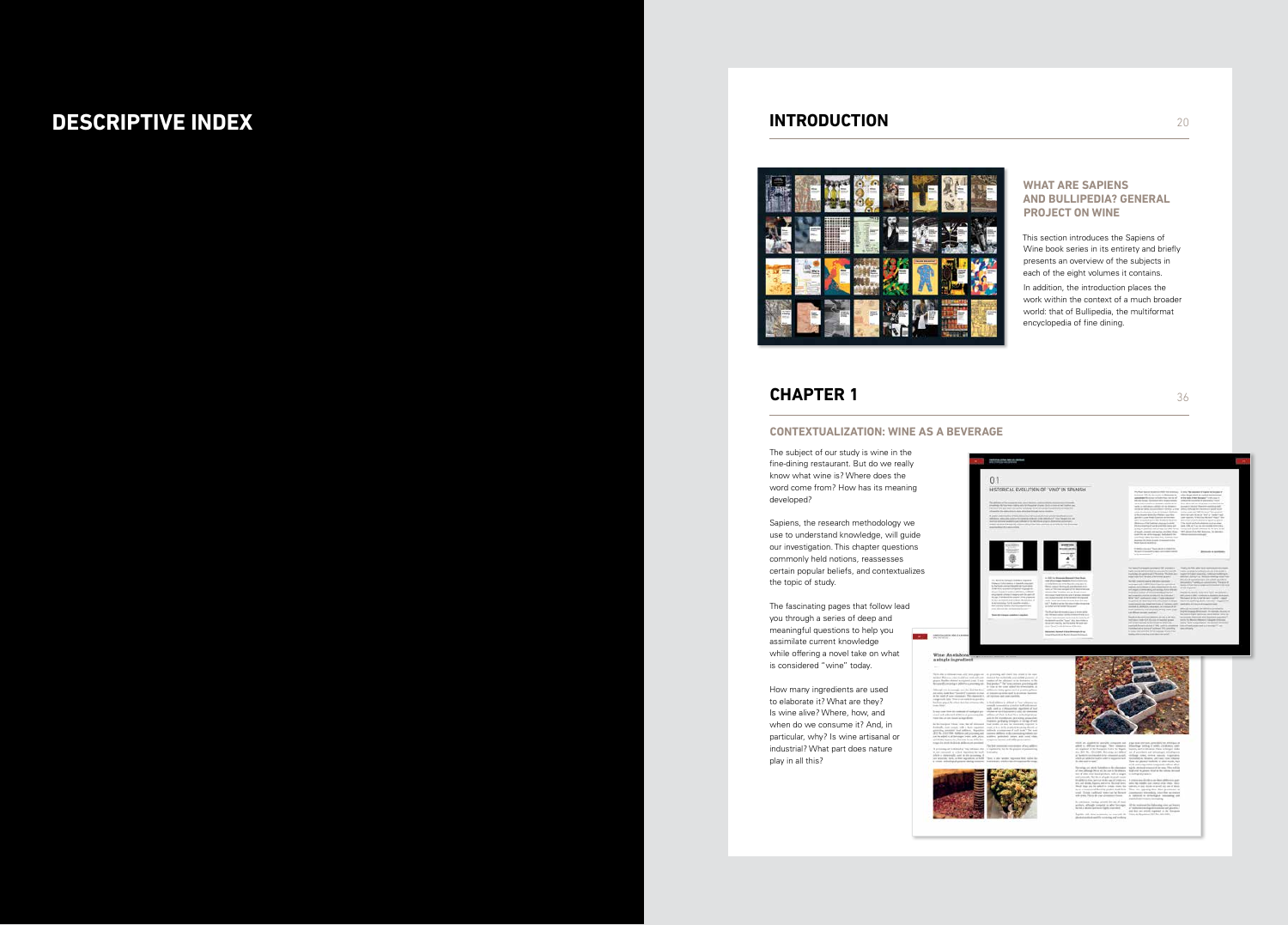# DESCRIPTIVE INDEX

## INTRODUCTION

### WHAT ARE SAPIENS AND BULLIPEDIA? GENERAL PROJECT ON WINE

This section introduces the Sapiens of Wine book series in its entirety and briefly presents an overview of the subjects in each of the eight volumes it contains.

In addition, the introduction places the work within the context of a much broader world: that of Bullipedia, the multiformat encyclopedia of fine dining.

## CHAPTER 1

### CONTEXTUALIZATION: WINE AS A BEVERAGE

The subject of our study is wine in the fine-dining restaurant. But do we really know what wine is? Where does the word come from? How has its meaning developed?

Sapiens, the research methodology we use to understand knowledge, will guide our investigation. This chapter questions commonly held notions, reassesses certain popular beliefs, and contextualizes the topic of study.

The fascinating pages that follow lead you through a series of deep and meaningful questions to help you assimilate current knowledge while offering a novel take on what is considered "wine" today.

How many ingredients are used to elaborate it? What are they? Is wine alive? Where, how, and when do we consume it? And, in particular, why? Is wine artisanal or industrial? What part does nature play in all this?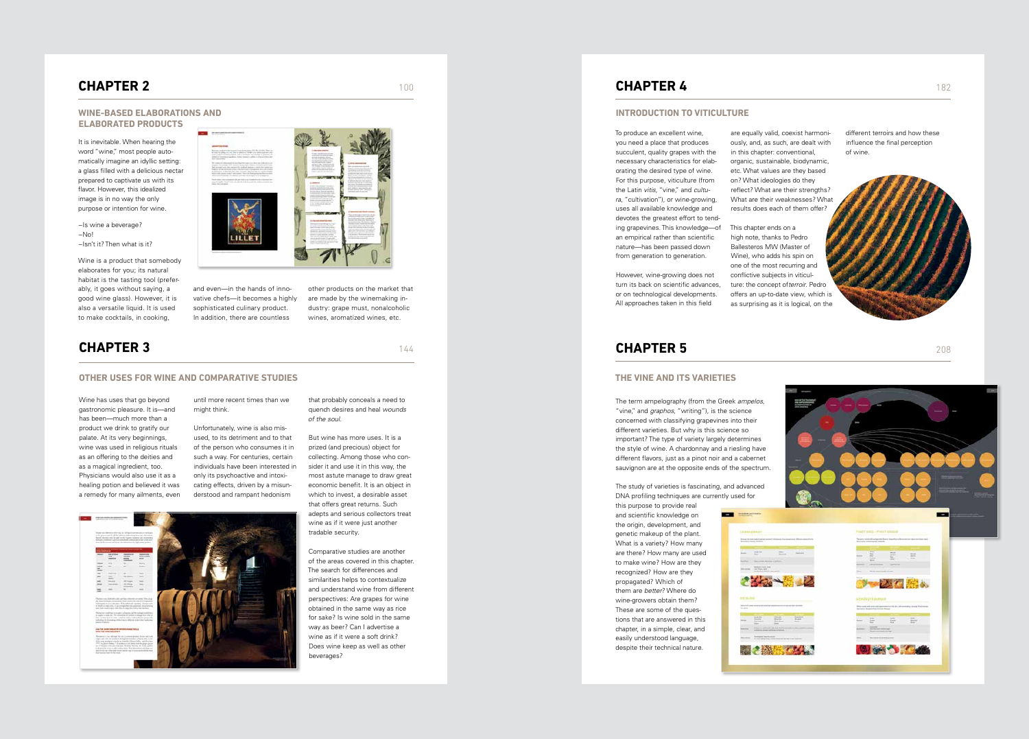## CHAPTER 2

### WINE-BASED ELABORATIONS AND ELABORATED PRODUCTS

It is inevitable. When hearing the word "wine," most people automatically imagine an idyllic setting: a glass filled with a delicious nectar prepared to captivate us with its flavor. However, this idealized image is in no way the only purpose or intention for wine.

–Is wine a beverage?
–No!
–Isn't it? Then what is it?

Wine is a product that somebody elaborates for you; its natural habitat is the tasting tool (preferably, it goes without saying, a good wine glass). However, it is also a versatile liquid. It is used to make cocktails, in cooking, and even—in the hands of innovative chefs—it becomes a highly sophisticated culinary product. In addition, there are countless other products on the market that are made by the winemaking industry: grape must, nonalcoholic wines, aromatized wines, etc.

## CHAPTER 3

### OTHER USES FOR WINE AND COMPARATIVE STUDIES

Wine has uses that go beyond gastronomic pleasure. It is—and has been—much more than a product we drink to gratify our palate. At its very beginnings, wine was used in religious rituals as an offering to the deities and as a magical ingredient, too. Physicians would also use it as a healing potion and believed it was a remedy for many ailments, even until more recent times than we might think.

Unfortunately, wine is also misused, to its detriment and to that of the person who consumes it in such a way. For centuries, certain individuals have been interested in only its psychoactive and intoxicating effects, driven by a misunderstood and rampant hedonism that probably conceals a need to quench desires and heal *wounds of the soul*.

But wine has more uses. It is a prized (and precious) object for collecting. Among those who consider it and use it in this way, the most astute manage to draw great economic benefit. It is an object in which to invest, a desirable asset that offers great returns. Such adepts and serious collectors treat wine as if it were just another tradable security.

Comparative studies are another of the areas covered in this chapter. The search for differences and similarities helps to contextualize and understand wine from different perspectives: Are grapes for wine obtained in the same way as rice for sake? Is wine sold in the same way as beer? Can I advertise a wine as if it were a soft drink? Does wine keep as well as other beverages?

## CHAPTER 4

### INTRODUCTION TO VITICULTURE

To produce an excellent wine, you need a place that produces succulent, quality grapes with the necessary characteristics for elaborating the desired type of wine. For this purpose, viticulture (from the Latin *vitis*, "vine," and *cultura*, "cultivation"), or wine-growing, uses all available knowledge and devotes the greatest effort to tending grapevines. This knowledge—of an empirical rather than scientific nature—has been passed down from generation to generation.

However, wine-growing does not turn its back on scientific advances, or on technological developments. All approaches taken in this field are equally valid, coexist harmoniously, and, as such, are dealt with in this chapter: conventional, organic, sustainable, biodynamic, etc. What values are they based on? What ideologies do they reflect? What are their strengths? What are their weaknesses? What results does each of them offer?

This chapter ends on a high note, thanks to Pedro Ballesteros MW (Master of Wine), who adds his spin on one of the most recurring and conflictive subjects in viticulture: the concept of *terroir*. Pedro offers an up-to-date view, which is as surprising as it is logical, on the different terroirs and how these influence the final perception of wine.

## CHAPTER 5

### THE VINE AND ITS VARIETIES

The term ampelography (from the Greek *ampelos*, "vine," and *graphos*, "writing"), is the science concerned with classifying grapevines into their different varieties. But why is this science so important? The type of variety largely determines the style of wine. A chardonnay and a riesling have different flavors, just as a pinot noir and a cabernet sauvignon are at the opposite ends of the spectrum.

The study of varieties is fascinating, and advanced DNA profiling techniques are currently used for this purpose to provide real and scientific knowledge on the origin, development, and genetic makeup of the plant. What is a variety? How many are there? How many are used to make wine? How are they recognized? How are they propagated? Which of them are *better*? Where do wine-growers obtain them? These are some of the questions that are answered in this chapter, in a simple, clear, and easily understood language, despite their technical nature.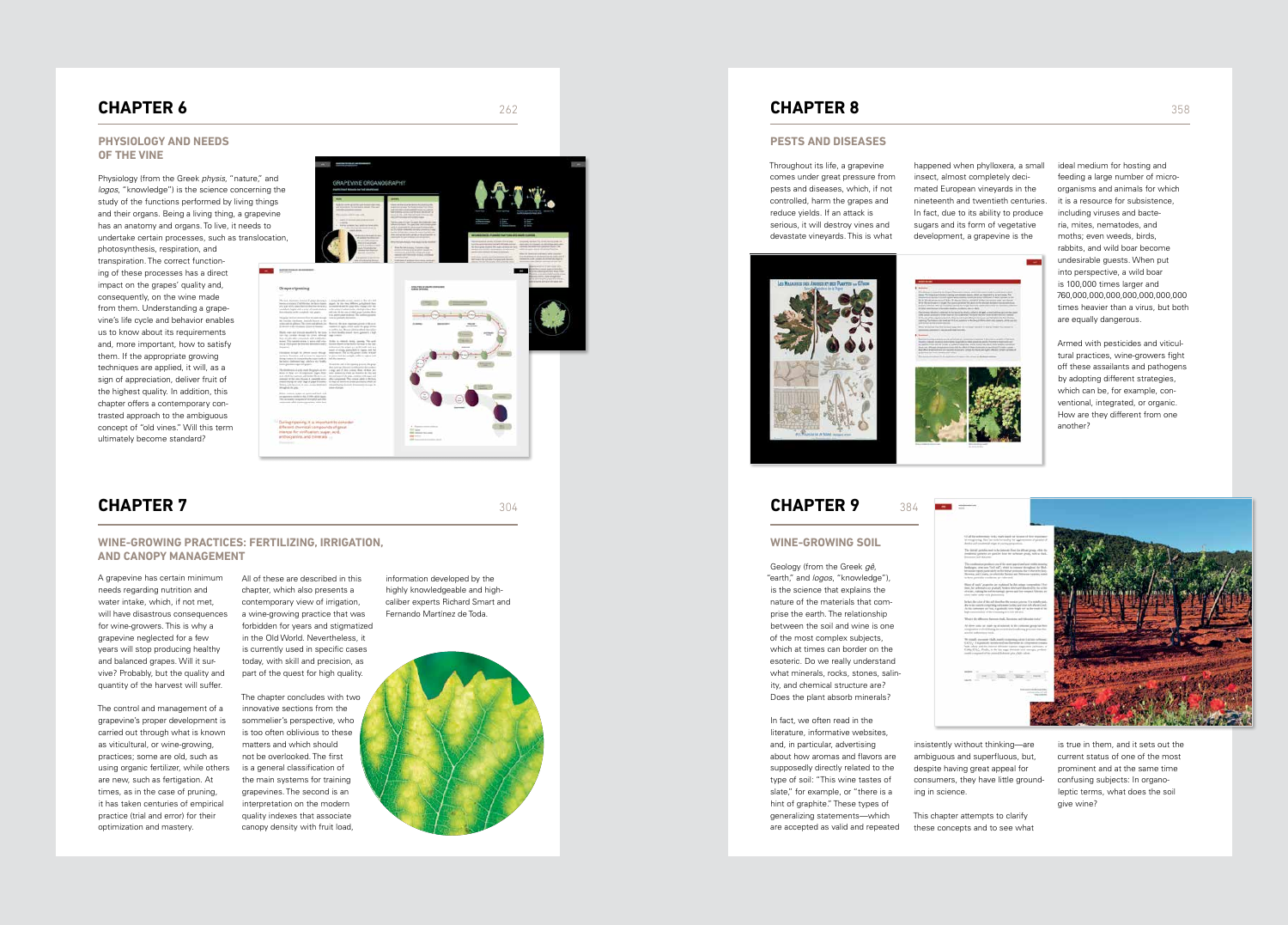## CHAPTER 6

### PHYSIOLOGY AND NEEDS OF THE VINE

Physiology (from the Greek *physis*, "nature," and *logos*, "knowledge") is the science concerning the study of the functions performed by living things and their organs. Being a living thing, a grapevine has an anatomy and organs. To live, it needs to undertake certain processes, such as translocation, photosynthesis, respiration, and transpiration. The correct functioning of these processes has a direct impact on the grapes' quality and, consequently, on the wine made from them. Understanding a grapevine's life cycle and behavior enables us to know about its requirements and, more important, how to satisfy them. If the appropriate growing techniques are applied, it will, as a sign of appreciation, deliver fruit of the highest quality. In addition, this chapter offers a contemporary contrasted approach to the ambiguous concept of "old vines." Will this term ultimately become standard?

## CHAPTER 7

### WINE-GROWING PRACTICES: FERTILIZING, IRRIGATION, AND CANOPY MANAGEMENT

A grapevine has certain minimum needs regarding nutrition and water intake, which, if not met, will have disastrous consequences for wine-growers. This is why a grapevine neglected for a few years will stop producing healthy and balanced grapes. Will it survive? Probably, but the quality and quantity of the harvest will suffer.

The control and management of a grapevine's proper development is carried out through what is known as viticultural, or wine-growing, practices; some are old, such as using organic fertilizer, while others are new, such as fertigation. At times, as in the case of pruning, it has taken centuries of empirical practice (trial and error) for their optimization and mastery.

All of these are described in this chapter, which also presents a contemporary view of irrigation, a wine-growing practice that was forbidden for years and stigmatized in the Old World. Nevertheless, it is currently used in specific cases today, with skill and precision, as part of the quest for high quality.

The chapter concludes with two innovative sections from the sommelier's perspective, who is too often oblivious to these matters and which should not be overlooked. The first is a general classification of the main systems for training grapevines. The second is an interpretation on the modern quality indexes that associate canopy density with fruit load, information developed by the highly knowledgeable and high-caliber experts Richard Smart and Fernando Martínez de Toda.

## CHAPTER 8

### PESTS AND DISEASES

Throughout its life, a grapevine comes under great pressure from pests and diseases, which, if not controlled, harm the grapes and reduce yields. If an attack is serious, it will destroy vines and devastate vineyards. This is what happened when phylloxera, a small insect, almost completely decimated European vineyards in the nineteenth and twentieth centuries. In fact, due to its ability to produce sugars and its form of vegetative development, a grapevine is the ideal medium for hosting and feeding a large number of microorganisms and animals for which it is a resource for subsistence, including viruses and bacteria, mites, nematodes, and moths; even weeds, birds, rabbits, and wild boar become undesirable guests. When put into perspective, a wild boar is 100,000 times larger and 760,000,000,000,000,000,000,000 times heavier than a virus, but both are equally dangerous.

Armed with pesticides and viticultural practices, wine-growers fight off these assailants and pathogens by adopting different strategies, which can be, for example, conventional, integrated, or organic. How are they different from one another?

## CHAPTER 9

### WINE-GROWING SOIL

Geology (from the Greek *gê*, "earth," and *logos*, "knowledge"), is the science that explains the nature of the materials that comprise the earth. The relationship between the soil and wine is one of the most complex subjects, which at times can border on the esoteric. Do we really understand what minerals, rocks, stones, salinity, and chemical structure are? Does the plant absorb minerals?

In fact, we often read in the literature, informative websites, and, in particular, advertising about how aromas and flavors are supposedly directly related to the type of soil: "This wine tastes of slate," for example, or "there is a hint of graphite." These types of generalizing statements—which are accepted as valid and repeated insistently without thinking—are ambiguous and superfluous, but, despite having great appeal for consumers, they have little grounding in science.

This chapter attempts to clarify these concepts and to see what is true in them, and it sets out the current status of one of the most prominent and at the same time confusing subjects: In organoleptic terms, what does the soil give wine?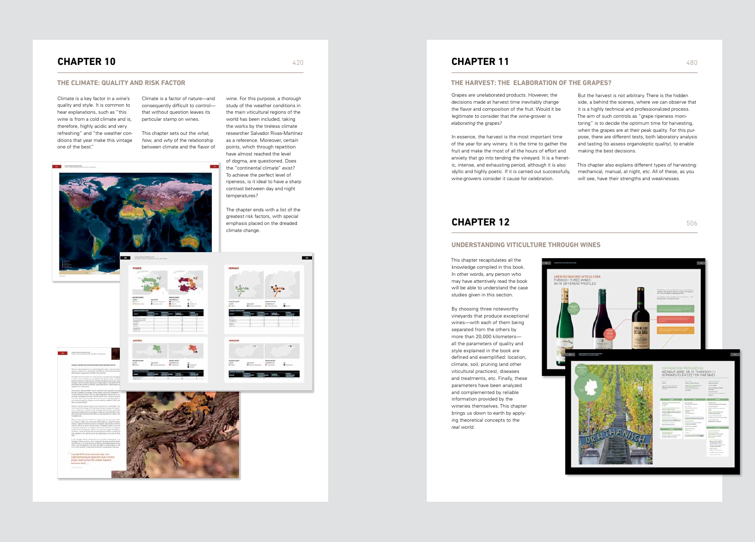## CHAPTER 10

### THE CLIMATE: QUALITY AND RISK FACTOR

Climate is a key factor in a wine's quality and style. It is common to hear explanations, such as "this wine is from a cold climate and is, therefore, highly acidic and very refreshing" and "the weather conditions that year make this vintage one of the best."

Climate is a factor of nature—and consequently difficult to control—that without question leaves its particular stamp on wines.

This chapter sets out the *what*, *how*, and *why* of the relationship between climate and the flavor of wine. For this purpose, a thorough study of the weather conditions in the main viticultural regions of the world has been included, taking the works by the tireless climate researcher Salvador Rivas-Martinez as a reference. Moreover, certain points, which through repetition have almost reached the level of dogma, are questioned. Does the "continental climate" exist? To achieve the perfect level of ripeness, is it ideal to have a sharp contrast between day and night temperatures?

The chapter ends with a list of the greatest risk factors, with special emphasis placed on the dreaded climate change.

## CHAPTER 11

### THE HARVEST: THE ELABORATION OF THE GRAPES?

Grapes are unelaborated products. However, the decisions made at harvest time inevitably change the flavor and composition of the fruit. Would it be legitimate to consider that the wine-grower is *elaborating* the grapes?

In essence, the harvest is the most important time of the year for any winery. It is the time to gather the fruit and make the most of all the hours of effort and anxiety that go into tending the vineyard. It is a frenetic, intense, and exhausting period, although it is also idyllic and highly poetic. If it is carried out successfully, wine-growers consider it cause for celebration.

But the harvest is not arbitrary. There is the hidden side, a behind the scenes, where we can observe that it is a highly technical and professionalized process. The aim of such controls as "grape ripeness monitoring" is to decide the optimum time for harvesting, when the grapes are at their peak quality. For this purpose, there are different tests, both laboratory analysis and tasting (to assess organoleptic quality), to enable making the best decisions.

This chapter also explains different types of harvesting: mechanical, manual, at night, etc. All of these, as you will see, have their strengths and weaknesses.

## CHAPTER 12

### UNDERSTANDING VITICULTURE THROUGH WINES

This chapter recapitulates all the knowledge compiled in this book. In other words, any person who may have attentively read the book will be able to understand the case studies given in this section.

By choosing three noteworthy vineyards that produce exceptional wines—with each of them being separated from the others by more than 20,000 kilometers—all the parameters of quality and style explained in the book are defined and exemplified: location, climate, soil, pruning (and other viticultural practices), diseases and treatments, etc. Finally, these parameters have been analyzed and complemented by reliable information provided by the wineries themselves. This chapter brings us down to earth by applying theoretical concepts to the *real world*.